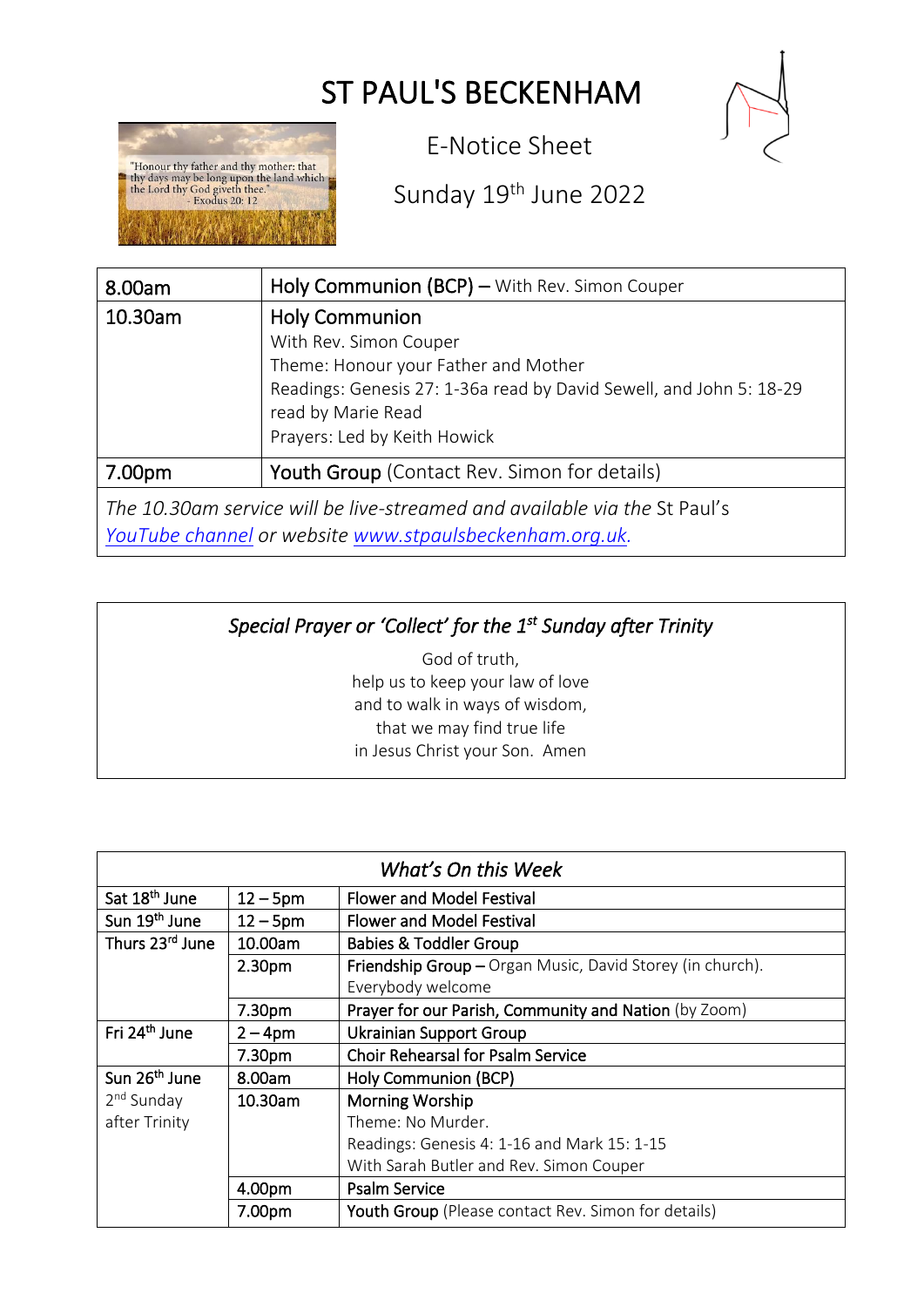# ST PAUL'S BECKENHAM

"Honour thy father and thy mother: that thy days may be long upon the land which the Lord thy God giveth thee." - Exodus 20: 12

E-Notice Sheet

Sunday 19th June 2022

| | |
|---|---|
| 8.00am | Holy Communion (BCP) – With Rev. Simon Couper |
| 10.30am | Holy Communion<br>With Rev. Simon Couper<br>Theme: Honour your Father and Mother<br>Readings: Genesis 27: 1-36a read by David Sewell, and John 5: 18-29 read by Marie Read<br>Prayers: Led by Keith Howick |
| 7.00pm | Youth Group (Contact Rev. Simon for details) |

*The 10.30am service will be live-streamed and available via the* St Paul's *YouTube channel or website www.stpaulsbeckenham.org.uk.*

### *Special Prayer or 'Collect' for the 1st Sunday after Trinity*

God of truth,
help us to keep your law of love
and to walk in ways of wisdom,
that we may find true life
in Jesus Christ your Son. Amen

### *What's On this Week*

| | | |
|---|---|---|
| Sat 18th June | 12 – 5pm | Flower and Model Festival |
| Sun 19th June | 12 – 5pm | Flower and Model Festival |
| Thurs 23rd June | 10.00am | Babies & Toddler Group |
| | 2.30pm | Friendship Group – Organ Music, David Storey (in church). Everybody welcome |
| | 7.30pm | Prayer for our Parish, Community and Nation (by Zoom) |
| Fri 24th June | 2 – 4pm | Ukrainian Support Group |
| | 7.30pm | Choir Rehearsal for Psalm Service |
| Sun 26th June<br>2nd Sunday after Trinity | 8.00am | Holy Communion (BCP) |
| | 10.30am | Morning Worship<br>Theme: No Murder.<br>Readings: Genesis 4: 1-16 and Mark 15: 1-15<br>With Sarah Butler and Rev. Simon Couper |
| | 4.00pm | Psalm Service |
| | 7.00pm | Youth Group (Please contact Rev. Simon for details) |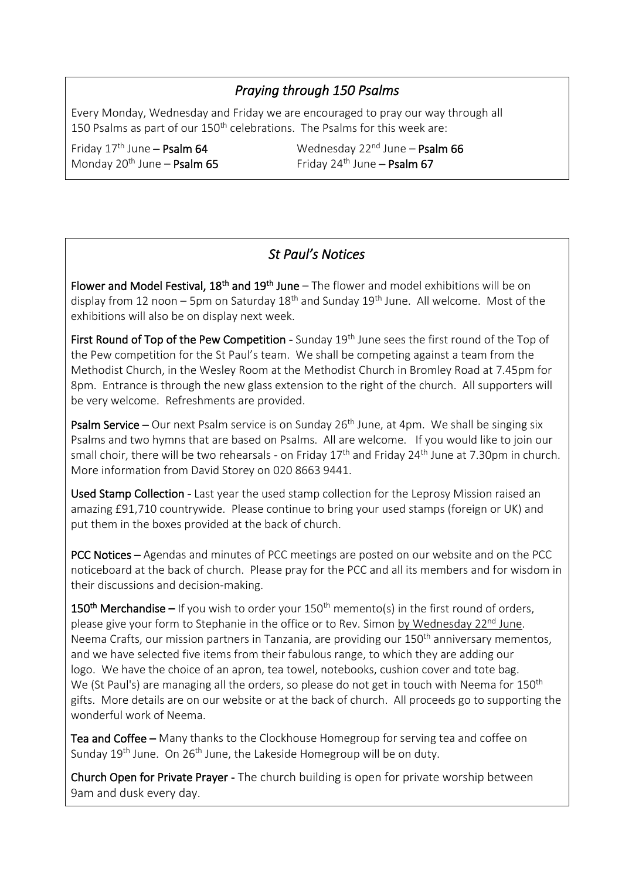## *Praying through 150 Psalms*

Every Monday, Wednesday and Friday we are encouraged to pray our way through all 150 Psalms as part of our 150th celebrations. The Psalms for this week are:

Friday 17th June – **Psalm 64**
Monday 20th June – **Psalm 65**
Wednesday 22nd June – **Psalm 66**
Friday 24th June – **Psalm 67**

## *St Paul's Notices*

**Flower and Model Festival, 18th and 19th June** – The flower and model exhibitions will be on display from 12 noon – 5pm on Saturday 18th and Sunday 19th June. All welcome. Most of the exhibitions will also be on display next week.

**First Round of Top of the Pew Competition -** Sunday 19th June sees the first round of the Top of the Pew competition for the St Paul's team. We shall be competing against a team from the Methodist Church, in the Wesley Room at the Methodist Church in Bromley Road at 7.45pm for 8pm. Entrance is through the new glass extension to the right of the church. All supporters will be very welcome. Refreshments are provided.

**Psalm Service –** Our next Psalm service is on Sunday 26th June, at 4pm. We shall be singing six Psalms and two hymns that are based on Psalms. All are welcome. If you would like to join our small choir, there will be two rehearsals - on Friday 17th and Friday 24th June at 7.30pm in church. More information from David Storey on 020 8663 9441.

**Used Stamp Collection -** Last year the used stamp collection for the Leprosy Mission raised an amazing £91,710 countrywide. Please continue to bring your used stamps (foreign or UK) and put them in the boxes provided at the back of church.

**PCC Notices –** Agendas and minutes of PCC meetings are posted on our website and on the PCC noticeboard at the back of church. Please pray for the PCC and all its members and for wisdom in their discussions and decision-making.

**150th Merchandise –** If you wish to order your 150th memento(s) in the first round of orders, please give your form to Stephanie in the office or to Rev. Simon by Wednesday 22nd June. Neema Crafts, our mission partners in Tanzania, are providing our 150th anniversary mementos, and we have selected five items from their fabulous range, to which they are adding our logo. We have the choice of an apron, tea towel, notebooks, cushion cover and tote bag. We (St Paul's) are managing all the orders, so please do not get in touch with Neema for 150th gifts. More details are on our website or at the back of church. All proceeds go to supporting the wonderful work of Neema.

**Tea and Coffee –** Many thanks to the Clockhouse Homegroup for serving tea and coffee on Sunday 19th June. On 26th June, the Lakeside Homegroup will be on duty.

**Church Open for Private Prayer -** The church building is open for private worship between 9am and dusk every day.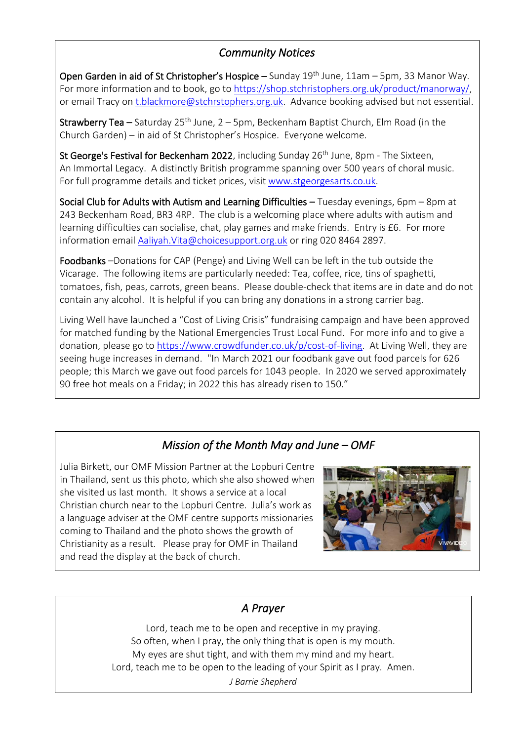## *Community Notices*

**Open Garden in aid of St Christopher's Hospice –** Sunday 19th June, 11am – 5pm, 33 Manor Way. For more information and to book, go to https://shop.stchristophers.org.uk/product/manorway/, or email Tracy on t.blackmore@stchrstophers.org.uk. Advance booking advised but not essential.

**Strawberry Tea –** Saturday 25th June, 2 – 5pm, Beckenham Baptist Church, Elm Road (in the Church Garden) – in aid of St Christopher's Hospice. Everyone welcome.

**St George's Festival for Beckenham 2022**, including Sunday 26th June, 8pm - The Sixteen, An Immortal Legacy. A distinctly British programme spanning over 500 years of choral music. For full programme details and ticket prices, visit www.stgeorgesarts.co.uk.

**Social Club for Adults with Autism and Learning Difficulties –** Tuesday evenings, 6pm – 8pm at 243 Beckenham Road, BR3 4RP. The club is a welcoming place where adults with autism and learning difficulties can socialise, chat, play games and make friends. Entry is £6. For more information email Aaliyah.Vita@choicesupport.org.uk or ring 020 8464 2897.

**Foodbanks** –Donations for CAP (Penge) and Living Well can be left in the tub outside the Vicarage. The following items are particularly needed: Tea, coffee, rice, tins of spaghetti, tomatoes, fish, peas, carrots, green beans. Please double-check that items are in date and do not contain any alcohol. It is helpful if you can bring any donations in a strong carrier bag.

Living Well have launched a "Cost of Living Crisis" fundraising campaign and have been approved for matched funding by the National Emergencies Trust Local Fund. For more info and to give a donation, please go to https://www.crowdfunder.co.uk/p/cost-of-living. At Living Well, they are seeing huge increases in demand. "In March 2021 our foodbank gave out food parcels for 626 people; this March we gave out food parcels for 1043 people. In 2020 we served approximately 90 free hot meals on a Friday; in 2022 this has already risen to 150."

## *Mission of the Month May and June – OMF*

Julia Birkett, our OMF Mission Partner at the Lopburi Centre in Thailand, sent us this photo, which she also showed when she visited us last month. It shows a service at a local Christian church near to the Lopburi Centre. Julia's work as a language adviser at the OMF centre supports missionaries coming to Thailand and the photo shows the growth of Christianity as a result. Please pray for OMF in Thailand and read the display at the back of church.

## *A Prayer*

Lord, teach me to be open and receptive in my praying.  
So often, when I pray, the only thing that is open is my mouth.  
My eyes are shut tight, and with them my mind and my heart.  
Lord, teach me to be open to the leading of your Spirit as I pray. Amen.

*J Barrie Shepherd*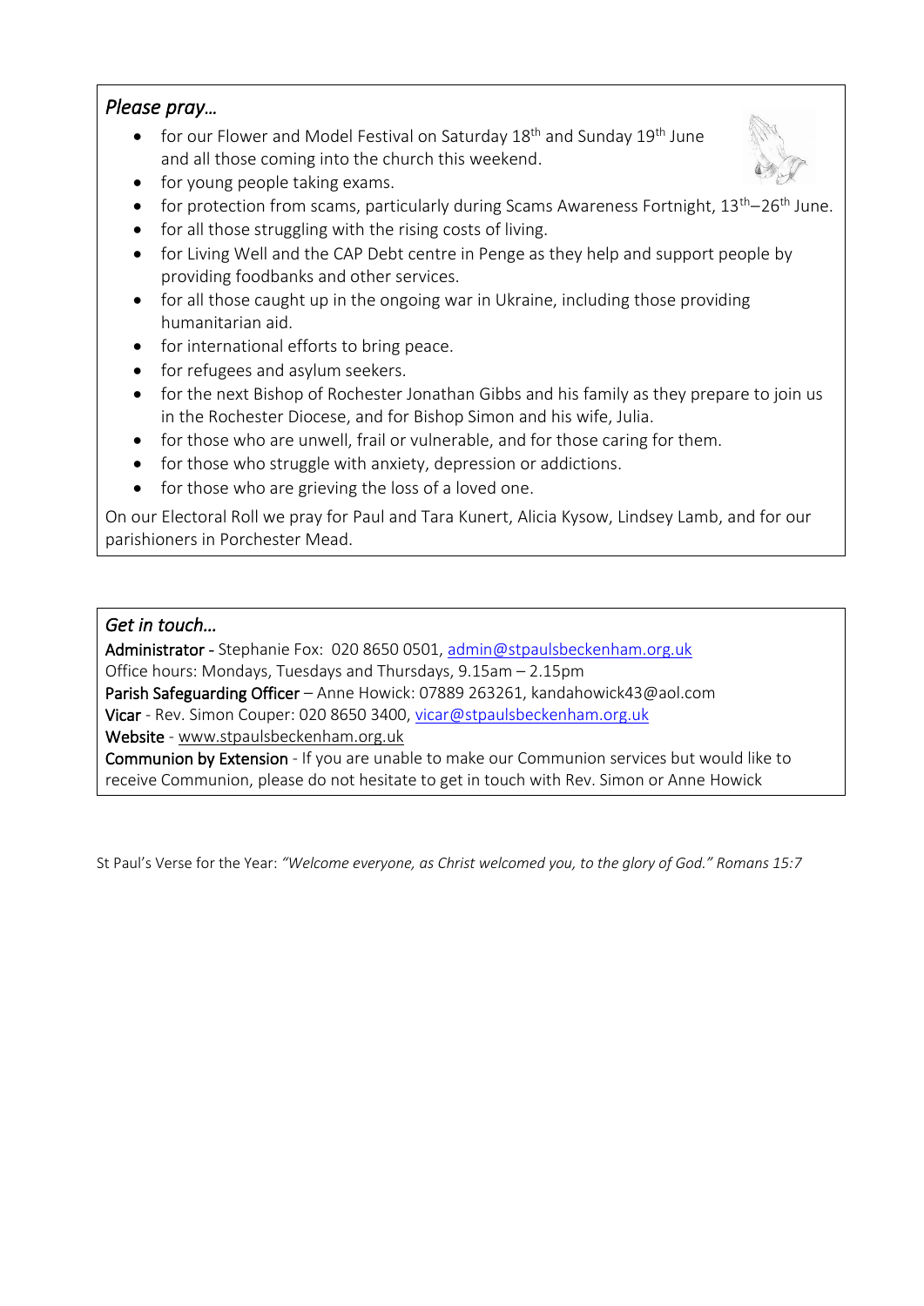## *Please pray…*

- for our Flower and Model Festival on Saturday 18th and Sunday 19th June and all those coming into the church this weekend.
- for young people taking exams.
- for protection from scams, particularly during Scams Awareness Fortnight, 13th–26th June.
- for all those struggling with the rising costs of living.
- for Living Well and the CAP Debt centre in Penge as they help and support people by providing foodbanks and other services.
- for all those caught up in the ongoing war in Ukraine, including those providing humanitarian aid.
- for international efforts to bring peace.
- for refugees and asylum seekers.
- for the next Bishop of Rochester Jonathan Gibbs and his family as they prepare to join us in the Rochester Diocese, and for Bishop Simon and his wife, Julia.
- for those who are unwell, frail or vulnerable, and for those caring for them.
- for those who struggle with anxiety, depression or addictions.
- for those who are grieving the loss of a loved one.

On our Electoral Roll we pray for Paul and Tara Kunert, Alicia Kysow, Lindsey Lamb, and for our parishioners in Porchester Mead.

## *Get in touch…*

**Administrator** - Stephanie Fox: 020 8650 0501, admin@stpaulsbeckenham.org.uk
Office hours: Mondays, Tuesdays and Thursdays, 9.15am – 2.15pm
**Parish Safeguarding Officer** – Anne Howick: 07889 263261, kandahowick43@aol.com
**Vicar** - Rev. Simon Couper: 020 8650 3400, vicar@stpaulsbeckenham.org.uk
**Website** - www.stpaulsbeckenham.org.uk
**Communion by Extension** - If you are unable to make our Communion services but would like to receive Communion, please do not hesitate to get in touch with Rev. Simon or Anne Howick

St Paul's Verse for the Year: *"Welcome everyone, as Christ welcomed you, to the glory of God." Romans 15:7*